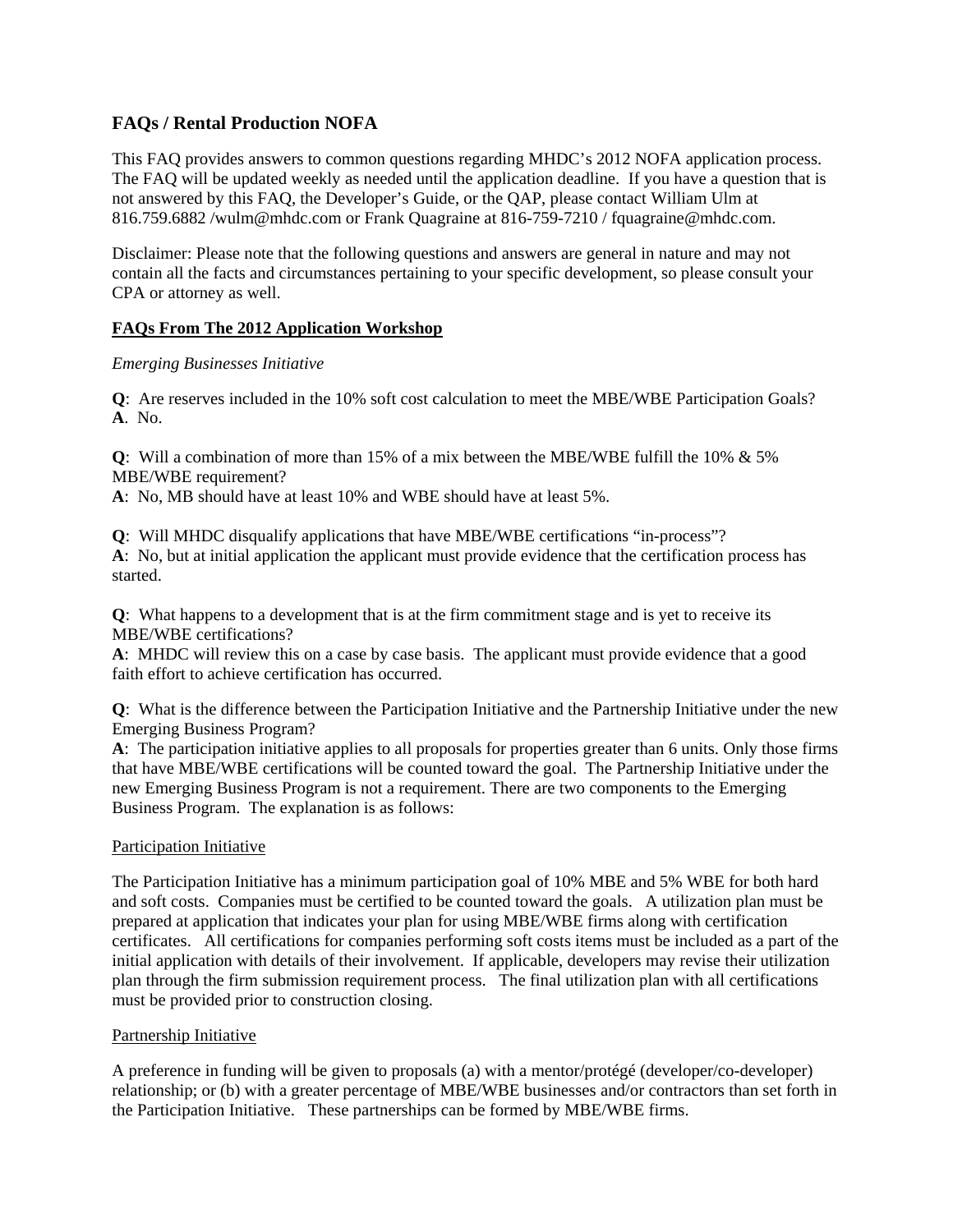## FAQs / Rental Production NOFA

This FAQ provides answers to common questions regarding MHDC's 2012 NOFA application process. The FAQ will be updated weekly as needed until the application deadline. If you have a question that is not answered by this FAQ, the Developer's Guide, or the QAP, please contact William Ulm at 816.759.6882 /wulm@mhdc.com or Frank Quagraine at 816-759-7210 / fquagraine@mhdc.com.

Disclaimer: Please note that the following questions and answers are general in nature and may not contain all the facts and circumstances pertaining to your specific development, so please consult your CPA or attorney as well.

### FAQs From The 2012 Application Workshop

*Emerging Businesses Initiative*

**Q**: Are reserves included in the 10% soft cost calculation to meet the MBE/WBE Participation Goals?
**A**. No.

**Q**: Will a combination of more than 15% of a mix between the MBE/WBE fulfill the 10% & 5% MBE/WBE requirement?
**A**: No, MB should have at least 10% and WBE should have at least 5%.

**Q**: Will MHDC disqualify applications that have MBE/WBE certifications "in-process"?
**A**: No, but at initial application the applicant must provide evidence that the certification process has started.

**Q**: What happens to a development that is at the firm commitment stage and is yet to receive its MBE/WBE certifications?
**A**: MHDC will review this on a case by case basis. The applicant must provide evidence that a good faith effort to achieve certification has occurred.

**Q**: What is the difference between the Participation Initiative and the Partnership Initiative under the new Emerging Business Program?
**A**: The participation initiative applies to all proposals for properties greater than 6 units. Only those firms that have MBE/WBE certifications will be counted toward the goal. The Partnership Initiative under the new Emerging Business Program is not a requirement. There are two components to the Emerging Business Program. The explanation is as follows:

Participation Initiative

The Participation Initiative has a minimum participation goal of 10% MBE and 5% WBE for both hard and soft costs. Companies must be certified to be counted toward the goals. A utilization plan must be prepared at application that indicates your plan for using MBE/WBE firms along with certification certificates. All certifications for companies performing soft costs items must be included as a part of the initial application with details of their involvement. If applicable, developers may revise their utilization plan through the firm submission requirement process. The final utilization plan with all certifications must be provided prior to construction closing.

Partnership Initiative

A preference in funding will be given to proposals (a) with a mentor/protégé (developer/co-developer) relationship; or (b) with a greater percentage of MBE/WBE businesses and/or contractors than set forth in the Participation Initiative. These partnerships can be formed by MBE/WBE firms.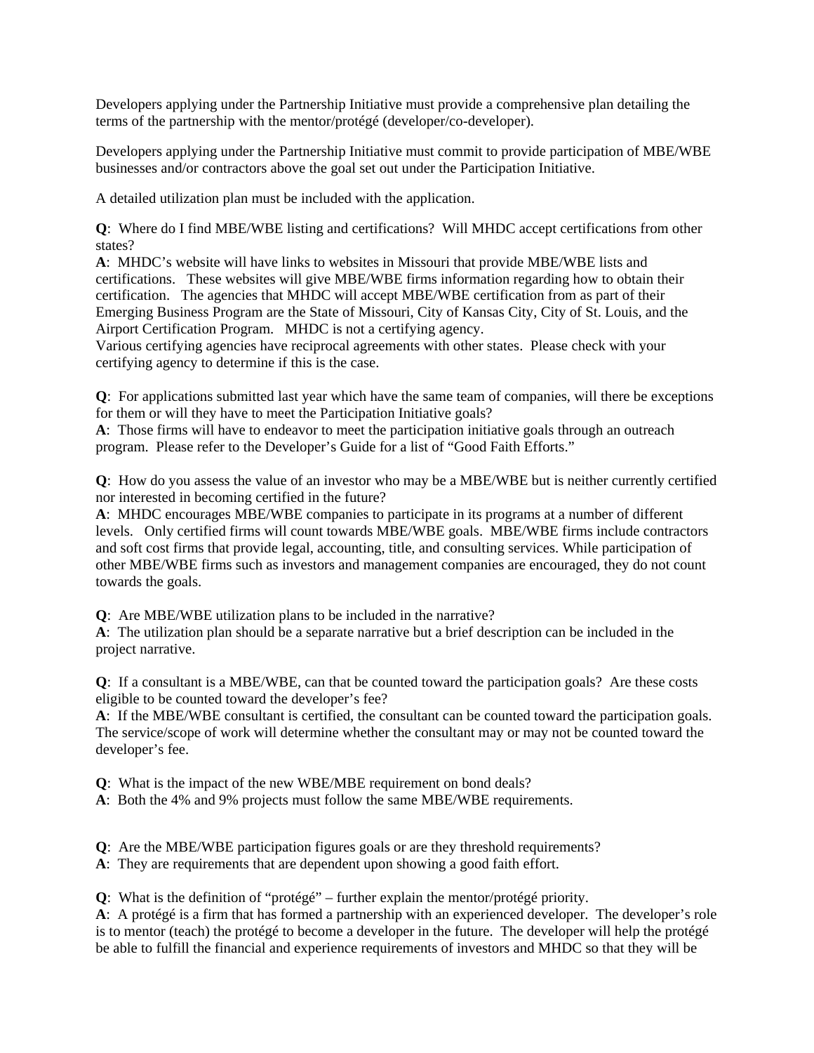Developers applying under the Partnership Initiative must provide a comprehensive plan detailing the terms of the partnership with the mentor/protégé (developer/co-developer).

Developers applying under the Partnership Initiative must commit to provide participation of MBE/WBE businesses and/or contractors above the goal set out under the Participation Initiative.

A detailed utilization plan must be included with the application.

**Q**: Where do I find MBE/WBE listing and certifications? Will MHDC accept certifications from other states?
**A**: MHDC's website will have links to websites in Missouri that provide MBE/WBE lists and certifications. These websites will give MBE/WBE firms information regarding how to obtain their certification. The agencies that MHDC will accept MBE/WBE certification from as part of their Emerging Business Program are the State of Missouri, City of Kansas City, City of St. Louis, and the Airport Certification Program. MHDC is not a certifying agency.
Various certifying agencies have reciprocal agreements with other states. Please check with your certifying agency to determine if this is the case.

**Q**: For applications submitted last year which have the same team of companies, will there be exceptions for them or will they have to meet the Participation Initiative goals?
**A**: Those firms will have to endeavor to meet the participation initiative goals through an outreach program. Please refer to the Developer's Guide for a list of "Good Faith Efforts."

**Q**: How do you assess the value of an investor who may be a MBE/WBE but is neither currently certified nor interested in becoming certified in the future?
**A**: MHDC encourages MBE/WBE companies to participate in its programs at a number of different levels. Only certified firms will count towards MBE/WBE goals. MBE/WBE firms include contractors and soft cost firms that provide legal, accounting, title, and consulting services. While participation of other MBE/WBE firms such as investors and management companies are encouraged, they do not count towards the goals.

**Q**: Are MBE/WBE utilization plans to be included in the narrative?
**A**: The utilization plan should be a separate narrative but a brief description can be included in the project narrative.

**Q**: If a consultant is a MBE/WBE, can that be counted toward the participation goals? Are these costs eligible to be counted toward the developer's fee?
**A**: If the MBE/WBE consultant is certified, the consultant can be counted toward the participation goals. The service/scope of work will determine whether the consultant may or may not be counted toward the developer's fee.

**Q**: What is the impact of the new WBE/MBE requirement on bond deals?
**A**: Both the 4% and 9% projects must follow the same MBE/WBE requirements.

**Q**: Are the MBE/WBE participation figures goals or are they threshold requirements?
**A**: They are requirements that are dependent upon showing a good faith effort.

**Q**: What is the definition of "protégé" – further explain the mentor/protégé priority.
**A**: A protégé is a firm that has formed a partnership with an experienced developer. The developer's role is to mentor (teach) the protégé to become a developer in the future. The developer will help the protégé be able to fulfill the financial and experience requirements of investors and MHDC so that they will be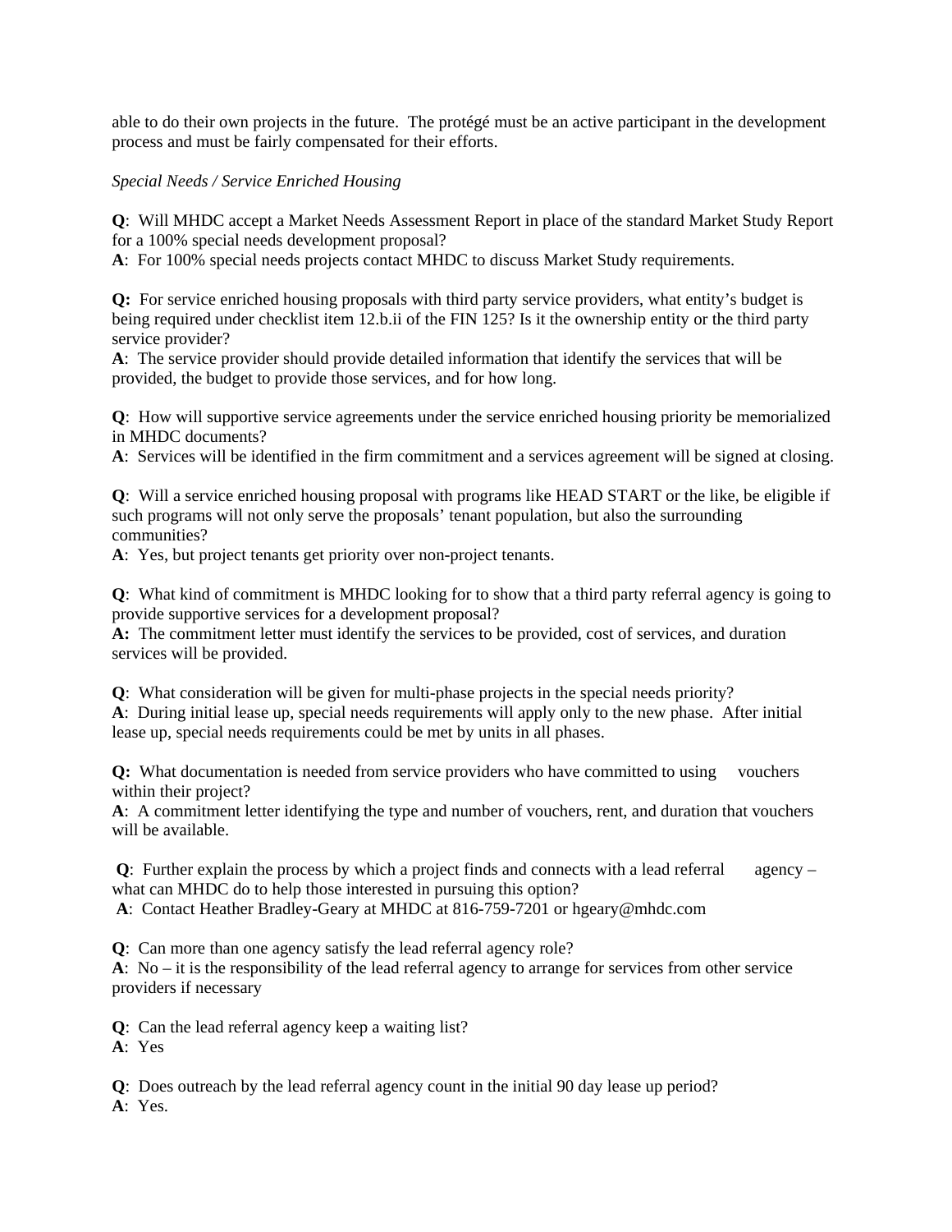able to do their own projects in the future. The protégé must be an active participant in the development process and must be fairly compensated for their efforts.

*Special Needs / Service Enriched Housing*

**Q**: Will MHDC accept a Market Needs Assessment Report in place of the standard Market Study Report for a 100% special needs development proposal?
**A**: For 100% special needs projects contact MHDC to discuss Market Study requirements.

**Q:** For service enriched housing proposals with third party service providers, what entity's budget is being required under checklist item 12.b.ii of the FIN 125? Is it the ownership entity or the third party service provider?
**A**: The service provider should provide detailed information that identify the services that will be provided, the budget to provide those services, and for how long.

**Q**: How will supportive service agreements under the service enriched housing priority be memorialized in MHDC documents?
**A**: Services will be identified in the firm commitment and a services agreement will be signed at closing.

**Q**: Will a service enriched housing proposal with programs like HEAD START or the like, be eligible if such programs will not only serve the proposals' tenant population, but also the surrounding communities?
**A**: Yes, but project tenants get priority over non-project tenants.

**Q**: What kind of commitment is MHDC looking for to show that a third party referral agency is going to provide supportive services for a development proposal?
**A:** The commitment letter must identify the services to be provided, cost of services, and duration services will be provided.

**Q**: What consideration will be given for multi-phase projects in the special needs priority?
**A**: During initial lease up, special needs requirements will apply only to the new phase. After initial lease up, special needs requirements could be met by units in all phases.

**Q:** What documentation is needed from service providers who have committed to using vouchers within their project?
**A**: A commitment letter identifying the type and number of vouchers, rent, and duration that vouchers will be available.

**Q**: Further explain the process by which a project finds and connects with a lead referral agency – what can MHDC do to help those interested in pursuing this option?
**A**: Contact Heather Bradley-Geary at MHDC at 816-759-7201 or hgeary@mhdc.com

**Q**: Can more than one agency satisfy the lead referral agency role?
**A**: No – it is the responsibility of the lead referral agency to arrange for services from other service providers if necessary

**Q**: Can the lead referral agency keep a waiting list?
**A**: Yes

**Q**: Does outreach by the lead referral agency count in the initial 90 day lease up period?
**A**: Yes.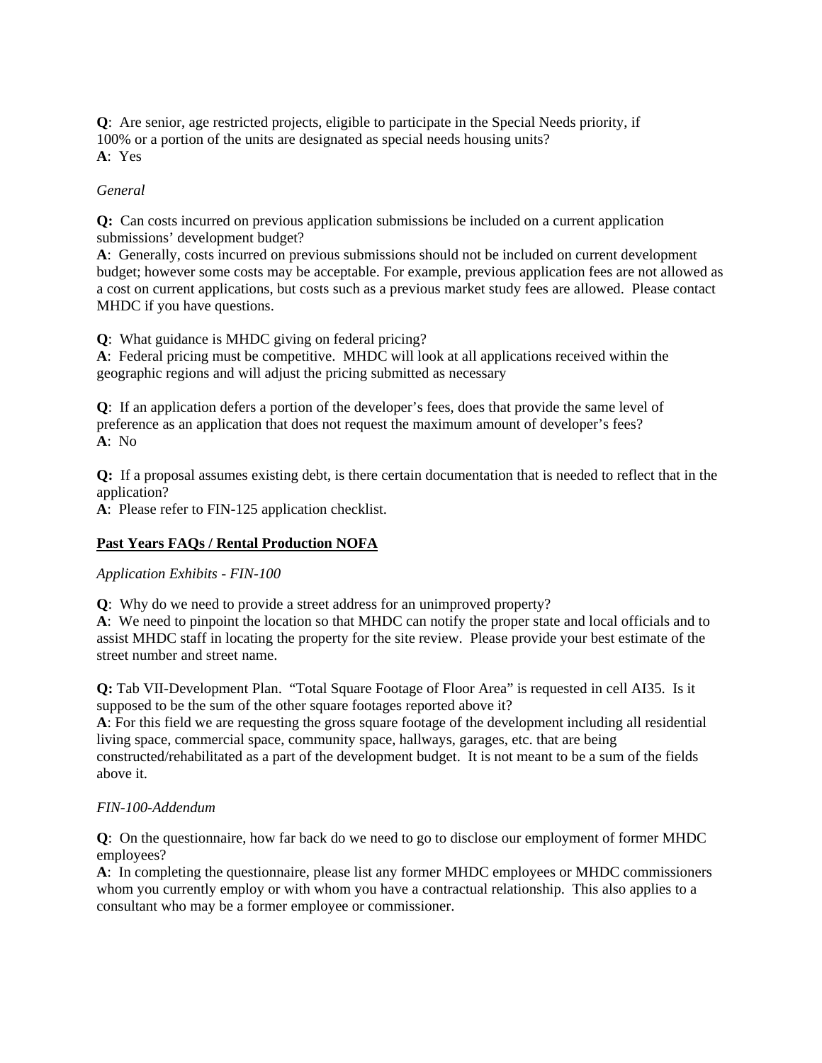**Q**: Are senior, age restricted projects, eligible to participate in the Special Needs priority, if 100% or a portion of the units are designated as special needs housing units?
**A**: Yes

*General*

**Q:** Can costs incurred on previous application submissions be included on a current application submissions' development budget?
**A**: Generally, costs incurred on previous submissions should not be included on current development budget; however some costs may be acceptable. For example, previous application fees are not allowed as a cost on current applications, but costs such as a previous market study fees are allowed. Please contact MHDC if you have questions.

**Q**: What guidance is MHDC giving on federal pricing?
**A**: Federal pricing must be competitive. MHDC will look at all applications received within the geographic regions and will adjust the pricing submitted as necessary

**Q**: If an application defers a portion of the developer's fees, does that provide the same level of preference as an application that does not request the maximum amount of developer's fees?
**A**: No

**Q:** If a proposal assumes existing debt, is there certain documentation that is needed to reflect that in the application?
**A**: Please refer to FIN-125 application checklist.

## Past Years FAQs / Rental Production NOFA

*Application Exhibits - FIN-100*

**Q**: Why do we need to provide a street address for an unimproved property?
**A**: We need to pinpoint the location so that MHDC can notify the proper state and local officials and to assist MHDC staff in locating the property for the site review. Please provide your best estimate of the street number and street name.

**Q:** Tab VII-Development Plan. "Total Square Footage of Floor Area" is requested in cell AI35. Is it supposed to be the sum of the other square footages reported above it?
**A**: For this field we are requesting the gross square footage of the development including all residential living space, commercial space, community space, hallways, garages, etc. that are being constructed/rehabilitated as a part of the development budget. It is not meant to be a sum of the fields above it.

*FIN-100-Addendum*

**Q**: On the questionnaire, how far back do we need to go to disclose our employment of former MHDC employees?
**A**: In completing the questionnaire, please list any former MHDC employees or MHDC commissioners whom you currently employ or with whom you have a contractual relationship. This also applies to a consultant who may be a former employee or commissioner.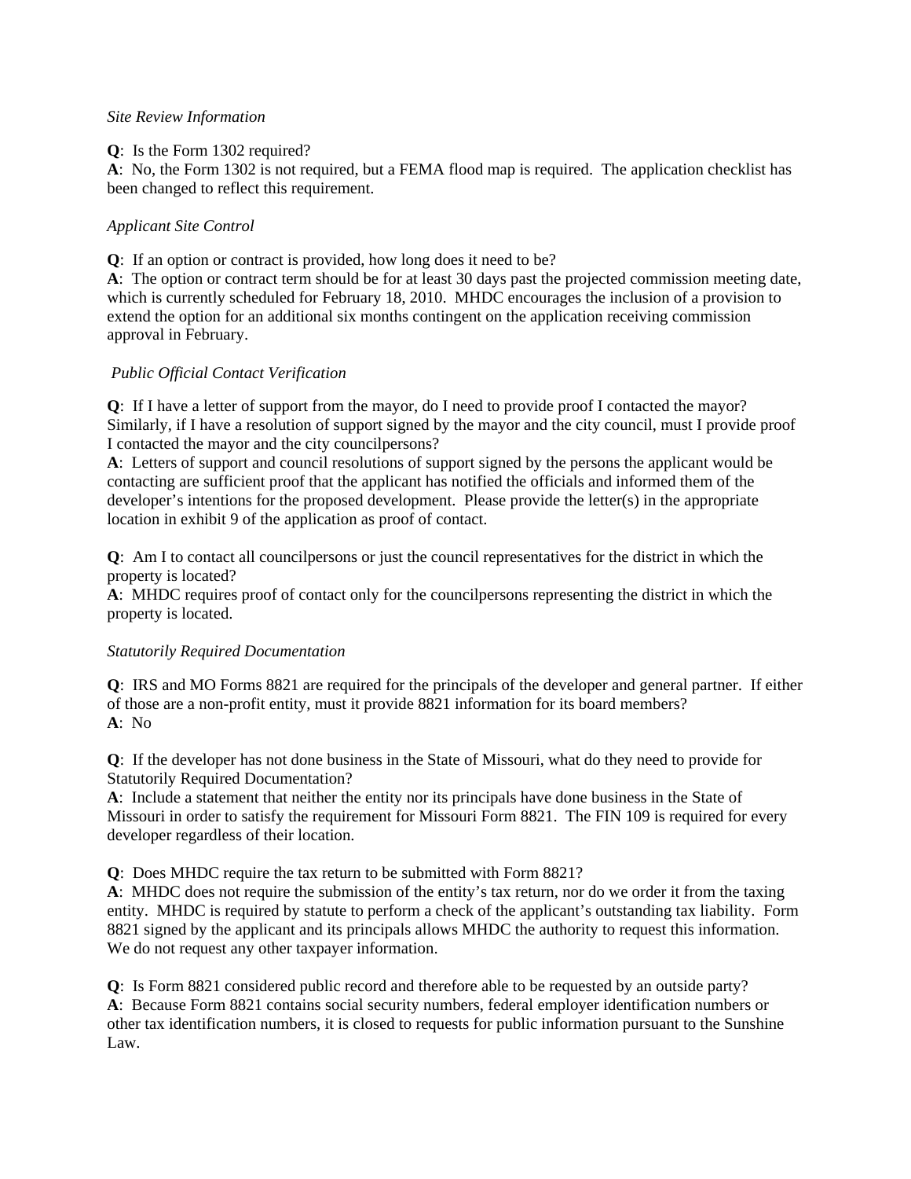*Site Review Information*

**Q**: Is the Form 1302 required?
**A**: No, the Form 1302 is not required, but a FEMA flood map is required. The application checklist has been changed to reflect this requirement.

*Applicant Site Control*

**Q**: If an option or contract is provided, how long does it need to be?
**A**: The option or contract term should be for at least 30 days past the projected commission meeting date, which is currently scheduled for February 18, 2010. MHDC encourages the inclusion of a provision to extend the option for an additional six months contingent on the application receiving commission approval in February.

*Public Official Contact Verification*

**Q**: If I have a letter of support from the mayor, do I need to provide proof I contacted the mayor? Similarly, if I have a resolution of support signed by the mayor and the city council, must I provide proof I contacted the mayor and the city councilpersons?
**A**: Letters of support and council resolutions of support signed by the persons the applicant would be contacting are sufficient proof that the applicant has notified the officials and informed them of the developer's intentions for the proposed development. Please provide the letter(s) in the appropriate location in exhibit 9 of the application as proof of contact.

**Q**: Am I to contact all councilpersons or just the council representatives for the district in which the property is located?
**A**: MHDC requires proof of contact only for the councilpersons representing the district in which the property is located.

*Statutorily Required Documentation*

**Q**: IRS and MO Forms 8821 are required for the principals of the developer and general partner. If either of those are a non-profit entity, must it provide 8821 information for its board members?
**A**: No

**Q**: If the developer has not done business in the State of Missouri, what do they need to provide for Statutorily Required Documentation?
**A**: Include a statement that neither the entity nor its principals have done business in the State of Missouri in order to satisfy the requirement for Missouri Form 8821. The FIN 109 is required for every developer regardless of their location.

**Q**: Does MHDC require the tax return to be submitted with Form 8821?
**A**: MHDC does not require the submission of the entity's tax return, nor do we order it from the taxing entity. MHDC is required by statute to perform a check of the applicant's outstanding tax liability. Form 8821 signed by the applicant and its principals allows MHDC the authority to request this information. We do not request any other taxpayer information.

**Q**: Is Form 8821 considered public record and therefore able to be requested by an outside party?
**A**: Because Form 8821 contains social security numbers, federal employer identification numbers or other tax identification numbers, it is closed to requests for public information pursuant to the Sunshine Law.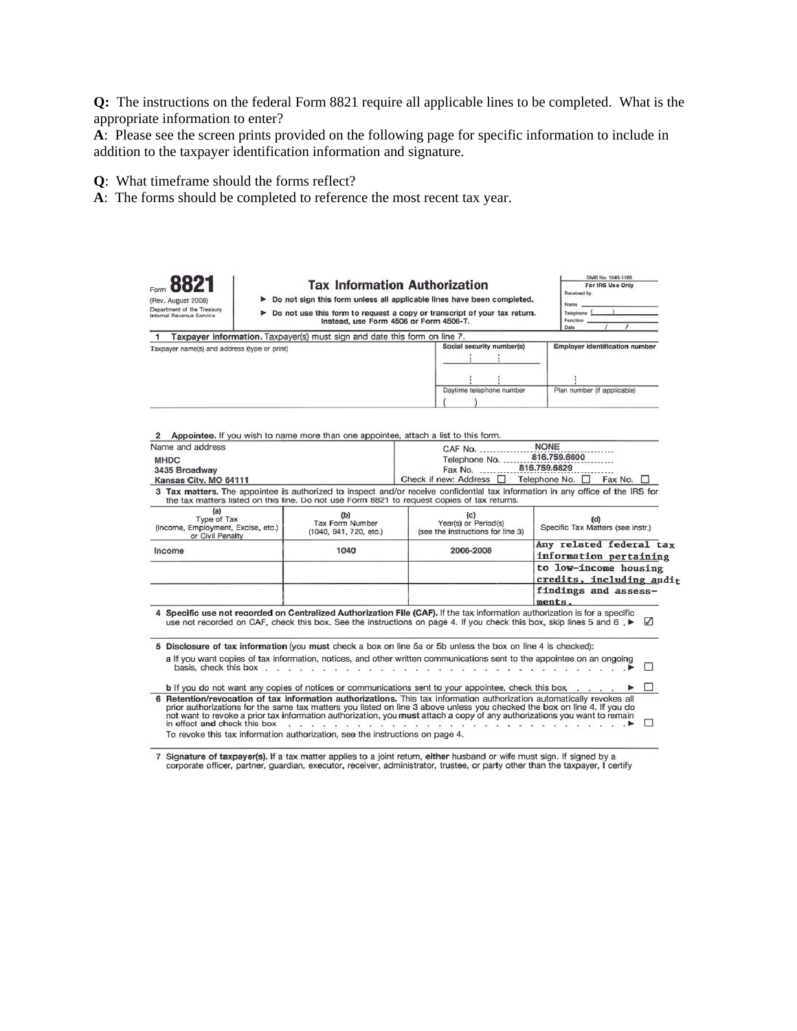**Q:** The instructions on the federal Form 8821 require all applicable lines to be completed. What is the appropriate information to enter?
**A**: Please see the screen prints provided on the following page for specific information to include in addition to the taxpayer identification information and signature.

**Q**: What timeframe should the forms reflect?
**A**: The forms should be completed to reference the most recent tax year.

Form **8821** (Rev. August 2008) Department of the Treasury Internal Revenue Service

**Tax Information Authorization**

▶ Do not sign this form unless all applicable lines have been completed.
▶ Do not use this form to request a copy or transcript of your tax return. Instead, use Form 4506 or Form 4506-T.

OMB No. 1545-1165
For IRS Use Only
Received by:
Name
Telephone ( )
Function
Date / /

**1 Taxpayer information.** Taxpayer(s) must sign and date this form on line 7.

| Taxpayer name(s) and address (type or print) | Social security number(s) | Employer identification number |
|---|---|---|
| | Daytime telephone number ( ) | Plan number (if applicable) |

**2 Appointee.** If you wish to name more than one appointee, attach a list to this form.

| Name and address | |
|---|---|
| MHDC<br>3435 Broadway<br>Kansas City, MO 64111 | CAF No. NONE<br>Telephone No. 816.759.6600<br>Fax No. 816.759.6829<br>Check if new: Address ☐ Telephone No. ☐ Fax No. ☐ |

**3 Tax matters.** The appointee is authorized to inspect and/or receive confidential tax information in any office of the IRS for the tax matters listed on this line. Do not use Form 8821 to request copies of tax returns.

| (a) Type of Tax (Income, Employment, Excise, etc.) or Civil Penalty | (b) Tax Form Number (1040, 941, 720, etc.) | (c) Year(s) or Period(s) (see the instructions for line 3) | (d) Specific Tax Matters (see instr.) |
|---|---|---|---|
| Income | 1040 | 2006-2008 | Any related federal tax information pertaining to low-income housing credits, including audit findings and assessments. |

**4 Specific use not recorded on Centralized Authorization File (CAF).** If the tax information authorization is for a specific use not recorded on CAF, check this box. See the instructions on page 4. If you check this box, skip lines 5 and 6 . ▶ ☑

**5 Disclosure of tax information** (you **must** check a box on line 5a or 5b unless the box on line 4 is checked):

**a** If you want copies of tax information, notices, and other written communications sent to the appointee on an ongoing basis, check this box . . . ▶ ☐

**b** If you do not want any copies of notices or communications sent to your appointee, check this box . . . ▶ ☐

**6 Retention/revocation of tax information authorizations.** This tax information authorization automatically revokes all prior authorizations for the same tax matters you listed on line 3 above unless you checked the box on line 4. If you do not want to revoke a prior tax information authorization, you **must** attach a copy of any authorizations you want to remain in effect **and** check this box . . . ▶ ☐

To revoke this tax information authorization, see the instructions on page 4.

**7 Signature of taxpayer(s).** If a tax matter applies to a joint return, **either** husband or wife must sign. If signed by a corporate officer, partner, guardian, executor, receiver, administrator, trustee, or party other than the taxpayer, I certify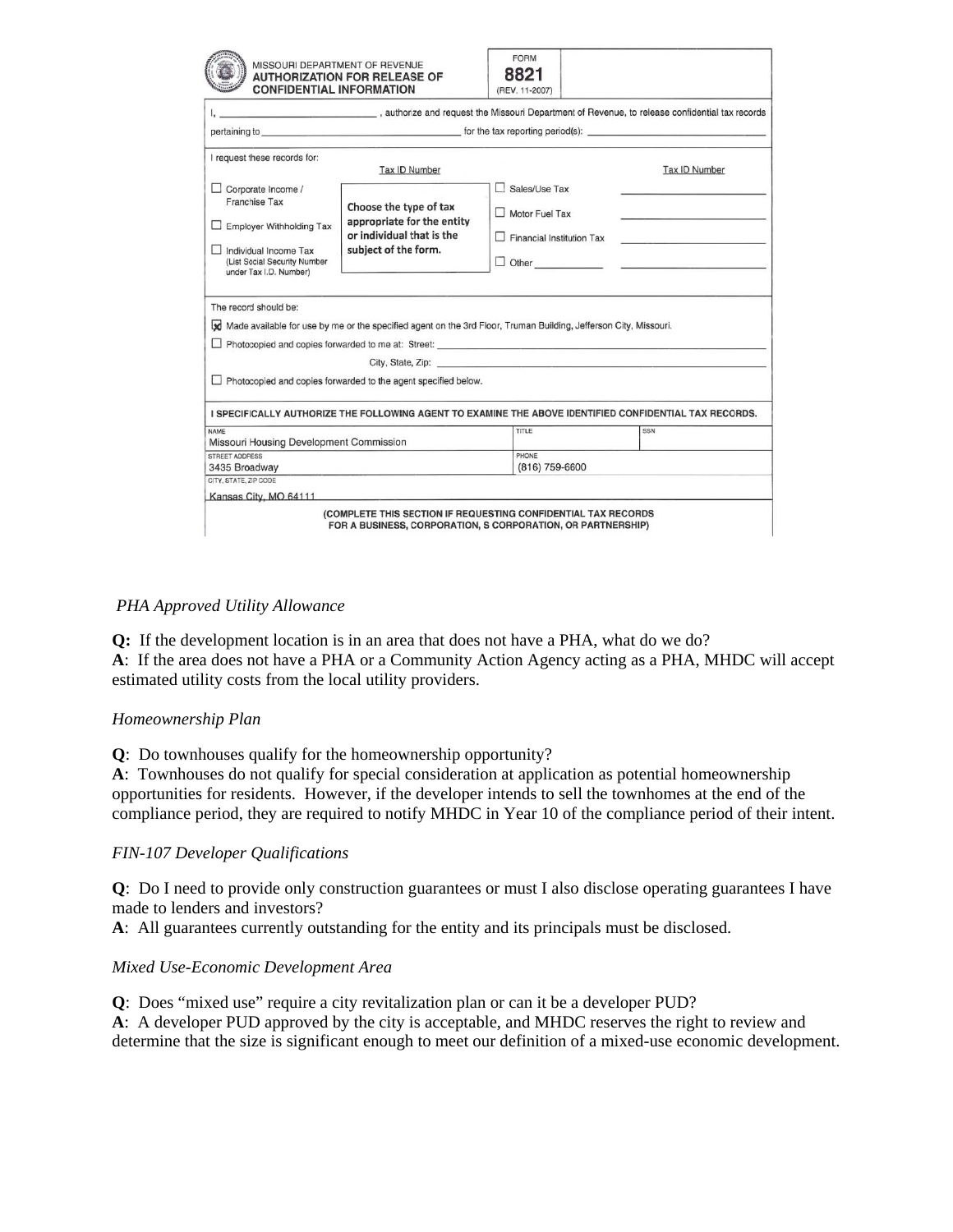MISSOURI DEPARTMENT OF REVENUE
**AUTHORIZATION FOR RELEASE OF CONFIDENTIAL INFORMATION**

FORM **8821** (REV. 11-2007)

I, ______________________________ , authorize and request the Missouri Department of Revenue, to release confidential tax records pertaining to ______________________________ for the tax reporting period(s): ______________________________

I request these records for:

| | Tax ID Number | | Tax ID Number |
|---|---|---|---|
| ☐ Corporate Income / Franchise Tax | Choose the type of tax appropriate for the entity or individual that is the subject of the form. | ☐ Sales/Use Tax | ____________ |
| ☐ Employer Withholding Tax | | ☐ Motor Fuel Tax | ____________ |
| ☐ Individual Income Tax (List Social Security Number under Tax I.D. Number) | | ☐ Financial Institution Tax | ____________ |
| | | ☐ Other ____________ | ____________ |

The record should be:

☒ Made available for use by me or the specified agent on the 3rd Floor, Truman Building, Jefferson City, Missouri.

☐ Photocopied and copies forwarded to me at: Street: ______________________________

City, State, Zip: ______________________________

☐ Photocopied and copies forwarded to the agent specified below.

**I SPECIFICALLY AUTHORIZE THE FOLLOWING AGENT TO EXAMINE THE ABOVE IDENTIFIED CONFIDENTIAL TAX RECORDS.**

| NAME | TITLE | SSN |
|---|---|---|
| Missouri Housing Development Commission | | |
| STREET ADDRESS | PHONE | |
| 3435 Broadway | (816) 759-6600 | |
| CITY, STATE, ZIP CODE | | |
| Kansas City, MO 64111 | | |

(COMPLETE THIS SECTION IF REQUESTING CONFIDENTIAL TAX RECORDS FOR A BUSINESS, CORPORATION, S CORPORATION, OR PARTNERSHIP)

*PHA Approved Utility Allowance*

**Q:** If the development location is in an area that does not have a PHA, what do we do?
**A**: If the area does not have a PHA or a Community Action Agency acting as a PHA, MHDC will accept estimated utility costs from the local utility providers.

*Homeownership Plan*

**Q**: Do townhouses qualify for the homeownership opportunity?
**A**: Townhouses do not qualify for special consideration at application as potential homeownership opportunities for residents. However, if the developer intends to sell the townhomes at the end of the compliance period, they are required to notify MHDC in Year 10 of the compliance period of their intent.

*FIN-107 Developer Qualifications*

**Q**: Do I need to provide only construction guarantees or must I also disclose operating guarantees I have made to lenders and investors?
**A**: All guarantees currently outstanding for the entity and its principals must be disclosed.

*Mixed Use-Economic Development Area*

**Q**: Does "mixed use" require a city revitalization plan or can it be a developer PUD?
**A**: A developer PUD approved by the city is acceptable, and MHDC reserves the right to review and determine that the size is significant enough to meet our definition of a mixed-use economic development.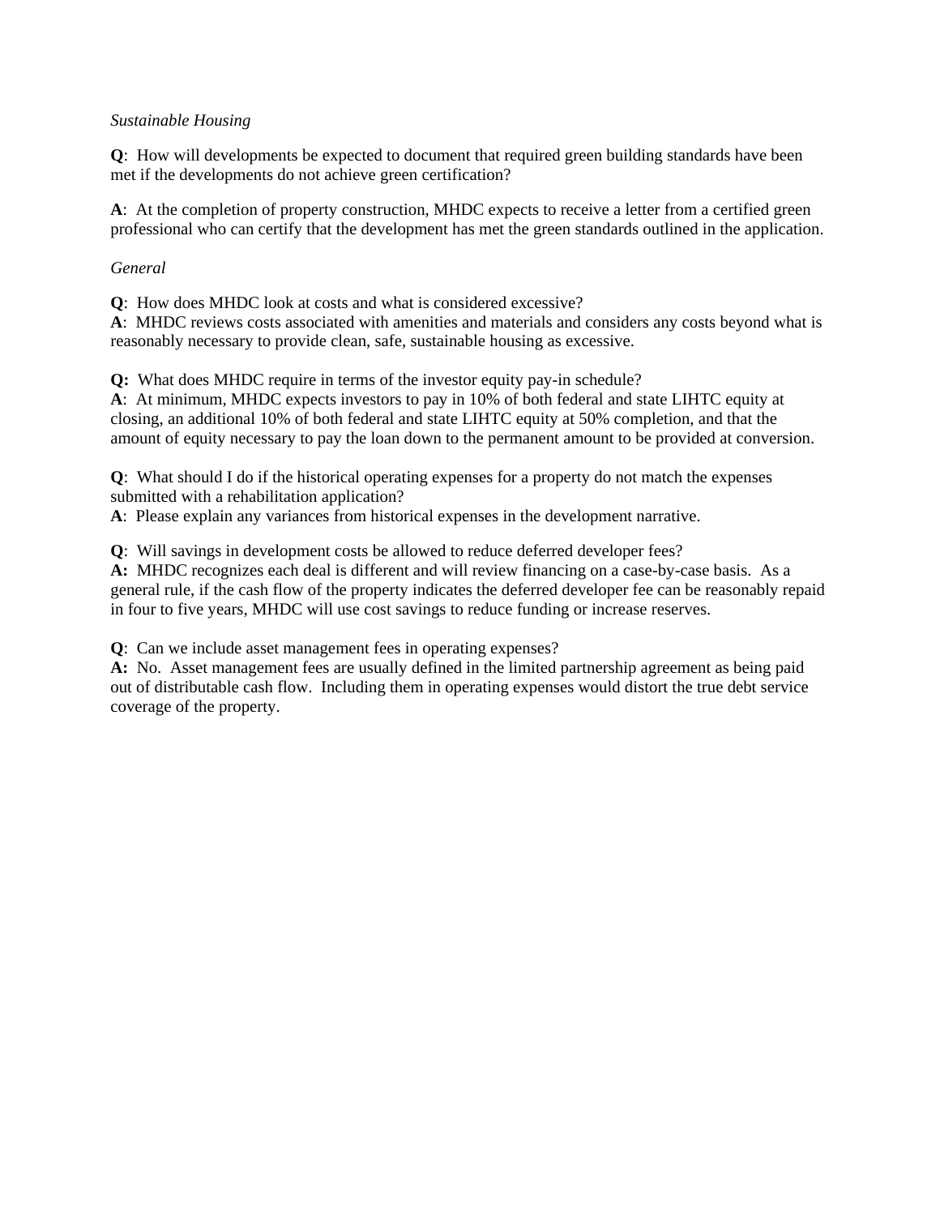*Sustainable Housing*

**Q**: How will developments be expected to document that required green building standards have been met if the developments do not achieve green certification?

**A**: At the completion of property construction, MHDC expects to receive a letter from a certified green professional who can certify that the development has met the green standards outlined in the application.

*General*

**Q**: How does MHDC look at costs and what is considered excessive?
**A**: MHDC reviews costs associated with amenities and materials and considers any costs beyond what is reasonably necessary to provide clean, safe, sustainable housing as excessive.

**Q:** What does MHDC require in terms of the investor equity pay-in schedule?
**A**: At minimum, MHDC expects investors to pay in 10% of both federal and state LIHTC equity at closing, an additional 10% of both federal and state LIHTC equity at 50% completion, and that the amount of equity necessary to pay the loan down to the permanent amount to be provided at conversion.

**Q**: What should I do if the historical operating expenses for a property do not match the expenses submitted with a rehabilitation application?
**A**: Please explain any variances from historical expenses in the development narrative.

**Q**: Will savings in development costs be allowed to reduce deferred developer fees?
**A:** MHDC recognizes each deal is different and will review financing on a case-by-case basis. As a general rule, if the cash flow of the property indicates the deferred developer fee can be reasonably repaid in four to five years, MHDC will use cost savings to reduce funding or increase reserves.

**Q**: Can we include asset management fees in operating expenses?
**A:** No. Asset management fees are usually defined in the limited partnership agreement as being paid out of distributable cash flow. Including them in operating expenses would distort the true debt service coverage of the property.